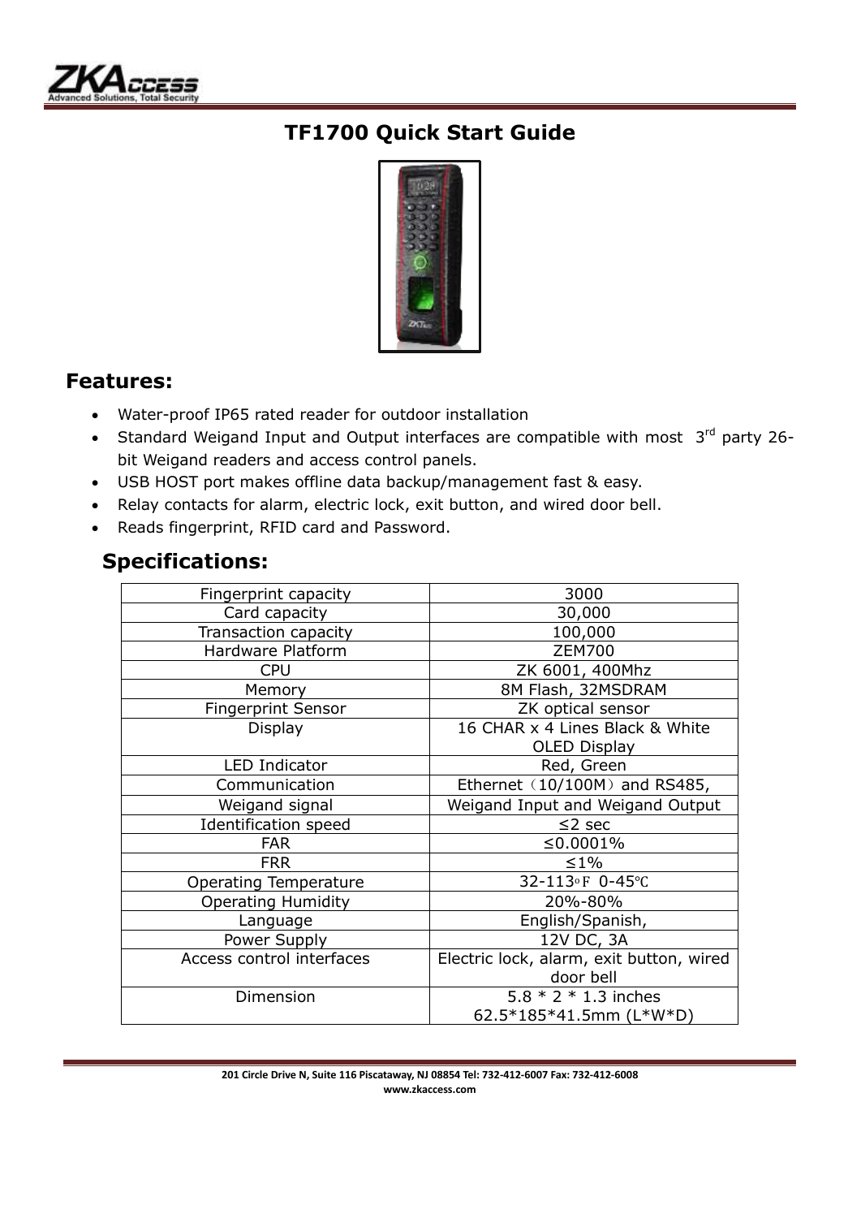# TF1700 Quick Start Guide

## Features:

- Water-proof IP65 rated reader for outdoor installation
- Standard Weigand Input and Output interfaces are compatible with most 3rd party 26-bit Weigand readers and access control panels.
- USB HOST port makes offline data backup/management fast & easy.
- Relay contacts for alarm, electric lock, exit button, and wired door bell.
- Reads fingerprint, RFID card and Password.

## Specifications:

| | |
|---|---|
| Fingerprint capacity | 3000 |
| Card capacity | 30,000 |
| Transaction capacity | 100,000 |
| Hardware Platform | ZEM700 |
| CPU | ZK 6001, 400Mhz |
| Memory | 8M Flash, 32MSDRAM |
| Fingerprint Sensor | ZK optical sensor |
| Display | 16 CHAR x 4 Lines Black & White OLED Display |
| LED Indicator | Red, Green |
| Communication | Ethernet（10/100M）and RS485, |
| Weigand signal | Weigand Input and Weigand Output |
| Identification speed | ≤2 sec |
| FAR | ≤0.0001% |
| FRR | ≤1% |
| Operating Temperature | 32-113℉ 0-45℃ |
| Operating Humidity | 20%-80% |
| Language | English/Spanish, |
| Power Supply | 12V DC, 3A |
| Access control interfaces | Electric lock, alarm, exit button, wired door bell |
| Dimension | 5.8 * 2 * 1.3 inches 62.5*185*41.5mm (L*W*D) |

201 Circle Drive N, Suite 116 Piscataway, NJ 08854 Tel: 732-412-6007 Fax: 732-412-6008
www.zkaccess.com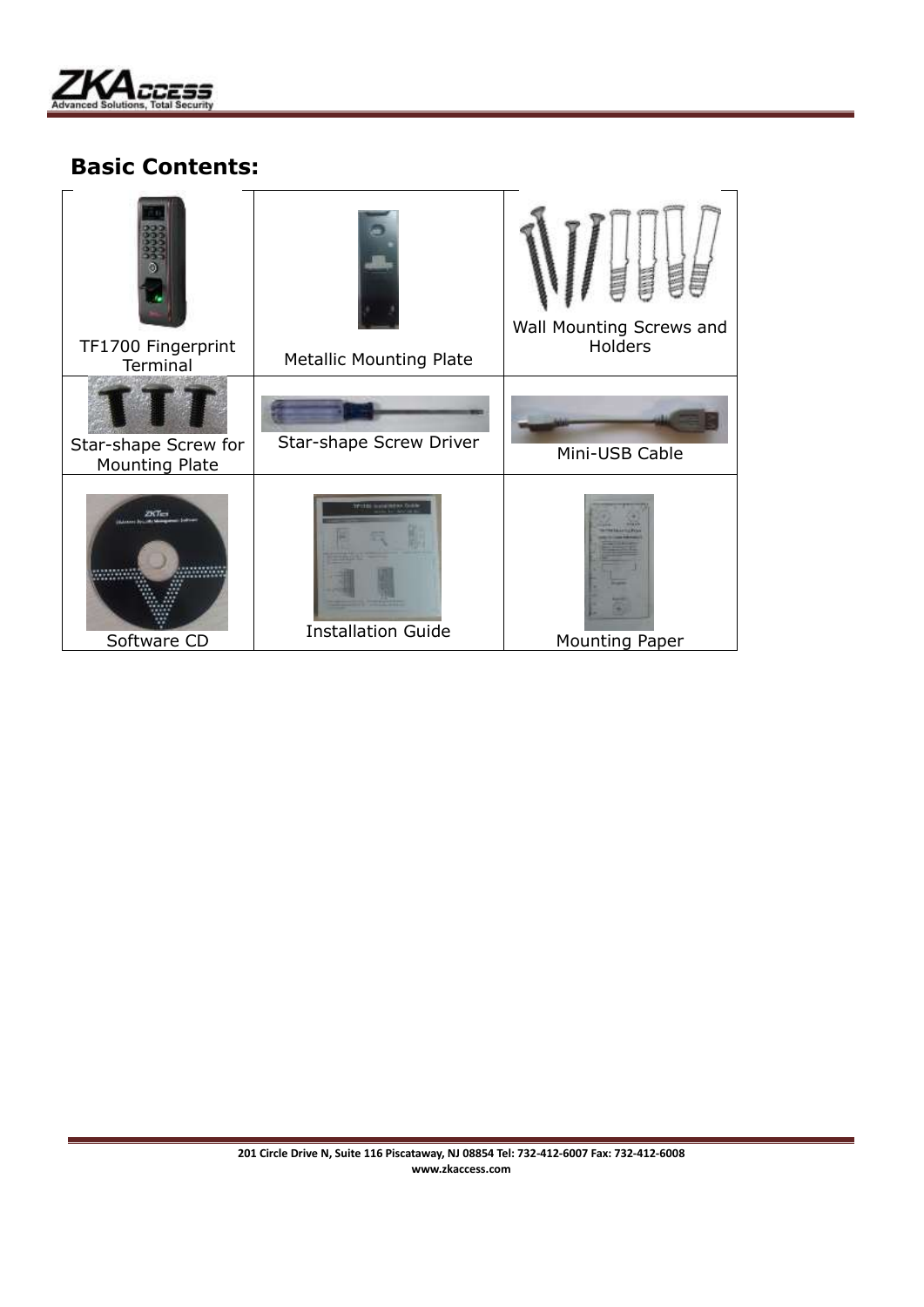## Basic Contents:

| | | |
|---|---|---|
| TF1700 Fingerprint Terminal | Metallic Mounting Plate | Wall Mounting Screws and Holders |
| Star-shape Screw for Mounting Plate | Star-shape Screw Driver | Mini-USB Cable |
| Software CD | Installation Guide | Mounting Paper |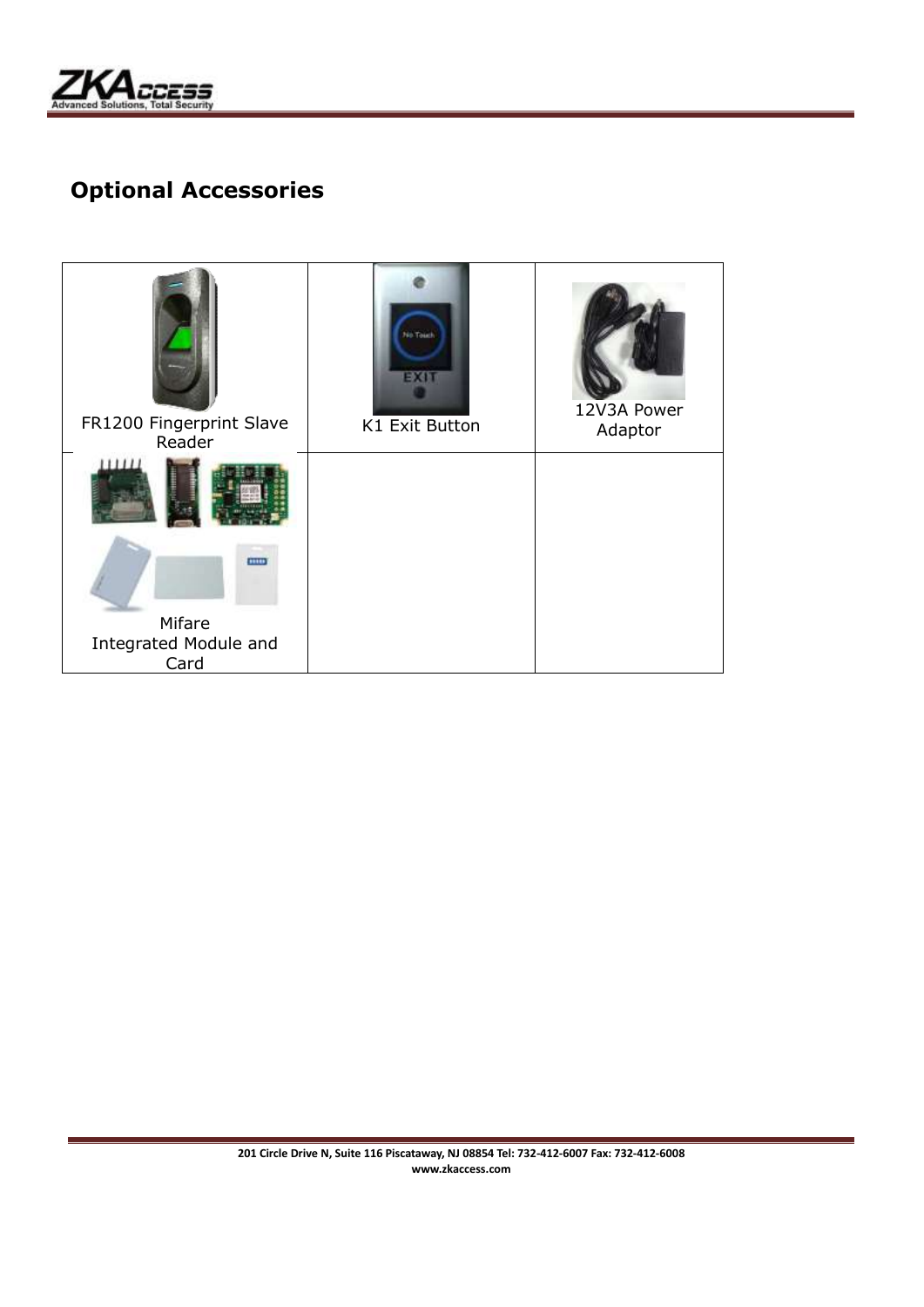## Optional Accessories

| | | |
|---|---|---|
| FR1200 Fingerprint Slave Reader | K1 Exit Button | 12V3A Power Adaptor |
| Mifare Integrated Module and Card | | |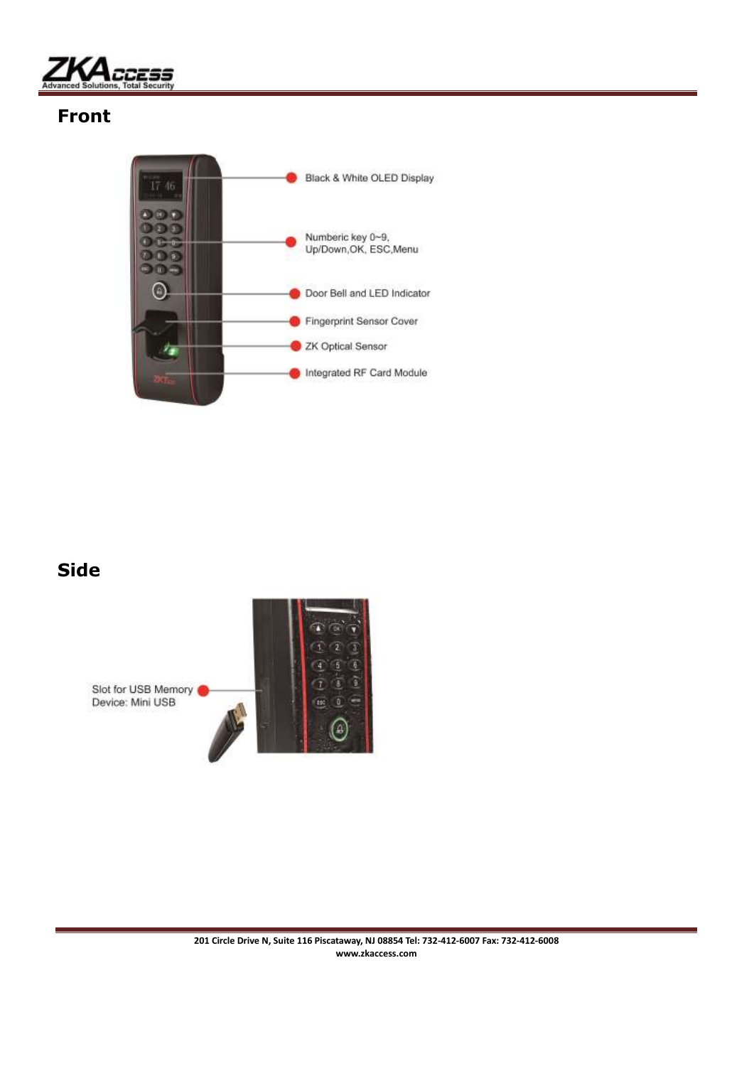## Front

Black & White OLED Display

Numberic key 0~9, Up/Down,OK, ESC,Menu

Door Bell and LED Indicator

Fingerprint Sensor Cover

ZK Optical Sensor

Integrated RF Card Module

## Side

Slot for USB Memory Device: Mini USB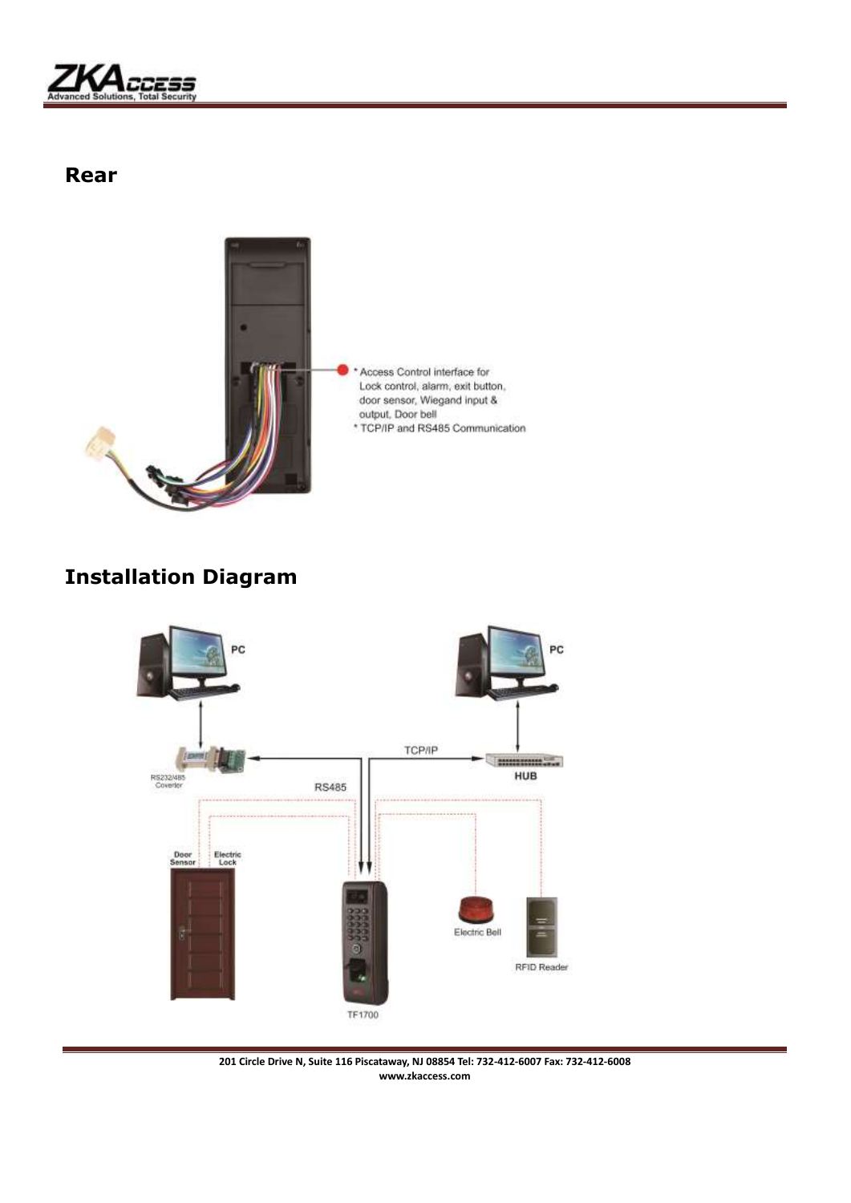## Rear

* Access Control interface for Lock control, alarm, exit button, door sensor, Wiegand input & output, Door bell
* TCP/IP and RS485 Communication

## Installation Diagram

PC

PC

RS232/485 Coverter

TCP/IP

HUB

RS485

Door Sensor

Electric Lock

Electric Bell

RFID Reader

TF1700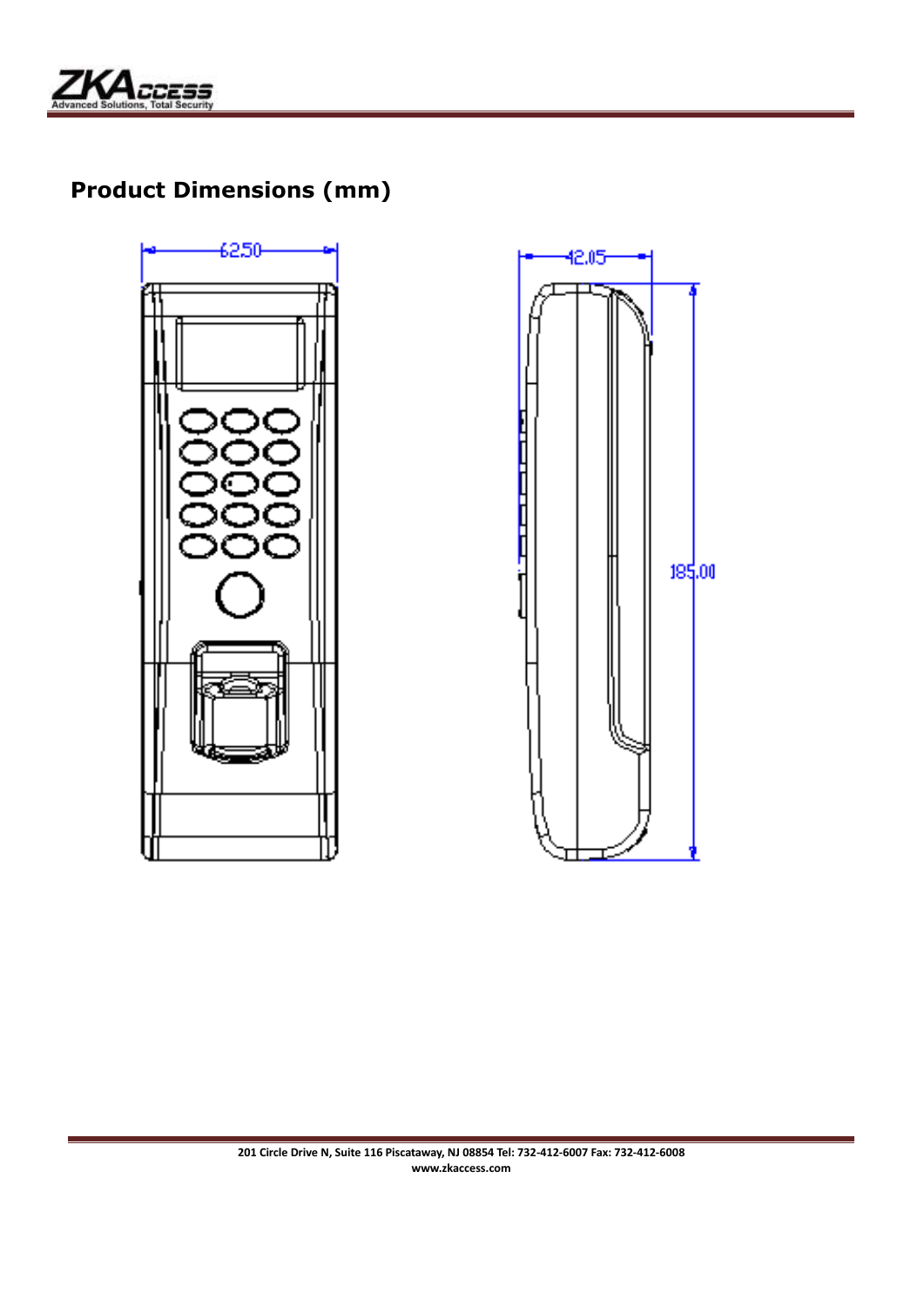## Product Dimensions (mm)

62.50

42.05

185.00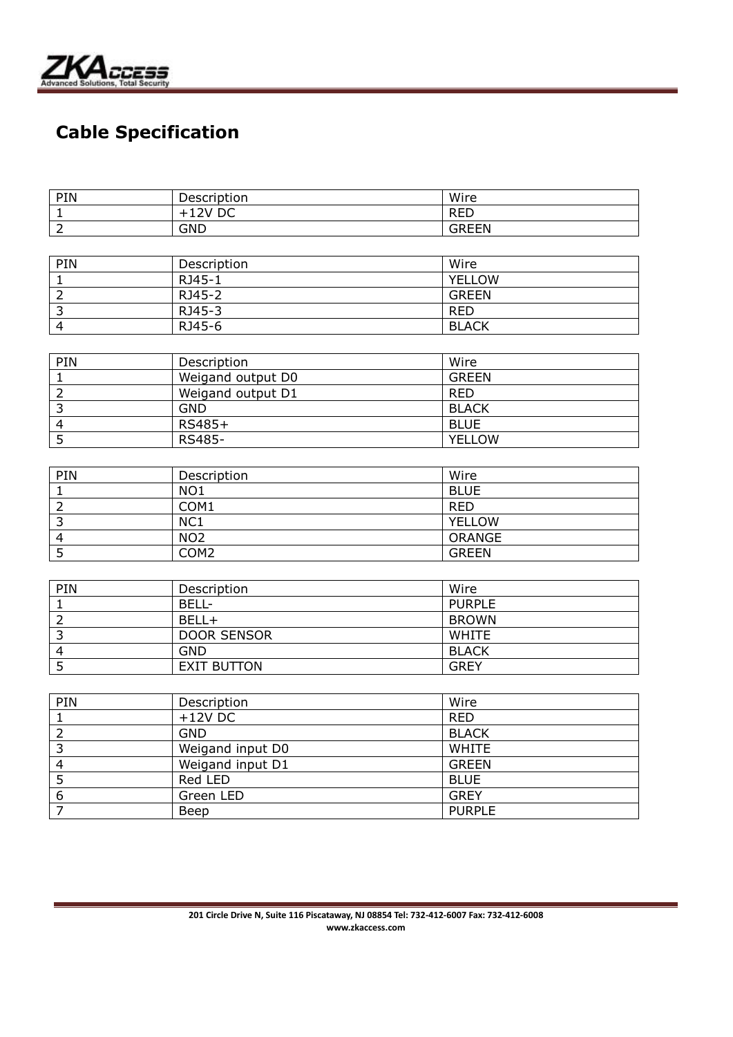# Cable Specification

| PIN | Description | Wire |
|---|---|---|
| 1 | +12V DC | RED |
| 2 | GND | GREEN |

| PIN | Description | Wire |
|---|---|---|
| 1 | RJ45-1 | YELLOW |
| 2 | RJ45-2 | GREEN |
| 3 | RJ45-3 | RED |
| 4 | RJ45-6 | BLACK |

| PIN | Description | Wire |
|---|---|---|
| 1 | Weigand output D0 | GREEN |
| 2 | Weigand output D1 | RED |
| 3 | GND | BLACK |
| 4 | RS485+ | BLUE |
| 5 | RS485- | YELLOW |

| PIN | Description | Wire |
|---|---|---|
| 1 | NO1 | BLUE |
| 2 | COM1 | RED |
| 3 | NC1 | YELLOW |
| 4 | NO2 | ORANGE |
| 5 | COM2 | GREEN |

| PIN | Description | Wire |
|---|---|---|
| 1 | BELL- | PURPLE |
| 2 | BELL+ | BROWN |
| 3 | DOOR SENSOR | WHITE |
| 4 | GND | BLACK |
| 5 | EXIT BUTTON | GREY |

| PIN | Description | Wire |
|---|---|---|
| 1 | +12V DC | RED |
| 2 | GND | BLACK |
| 3 | Weigand input D0 | WHITE |
| 4 | Weigand input D1 | GREEN |
| 5 | Red LED | BLUE |
| 6 | Green LED | GREY |
| 7 | Beep | PURPLE |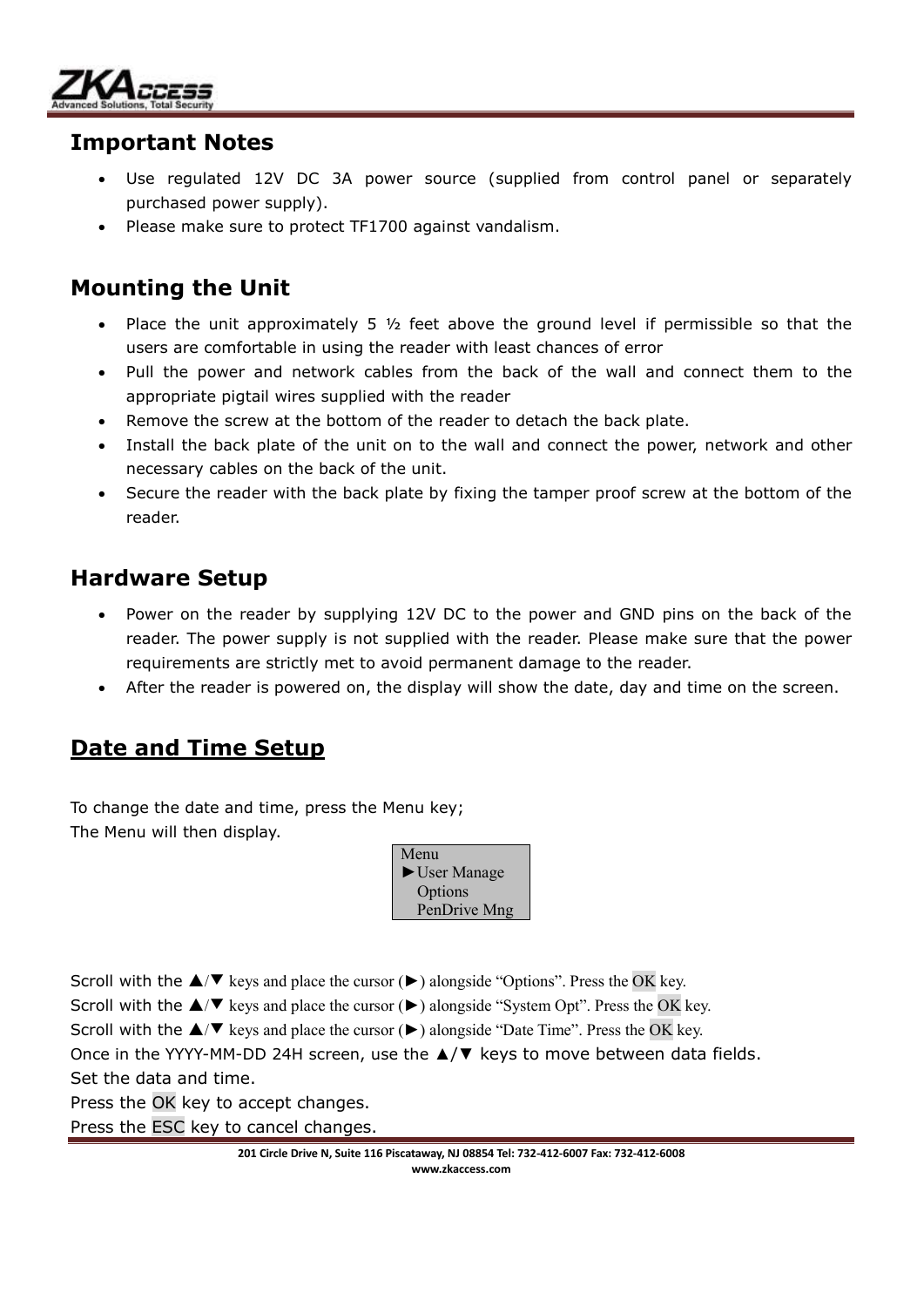## Important Notes

- Use regulated 12V DC 3A power source (supplied from control panel or separately purchased power supply).
- Please make sure to protect TF1700 against vandalism.

## Mounting the Unit

- Place the unit approximately 5 ½ feet above the ground level if permissible so that the users are comfortable in using the reader with least chances of error
- Pull the power and network cables from the back of the wall and connect them to the appropriate pigtail wires supplied with the reader
- Remove the screw at the bottom of the reader to detach the back plate.
- Install the back plate of the unit on to the wall and connect the power, network and other necessary cables on the back of the unit.
- Secure the reader with the back plate by fixing the tamper proof screw at the bottom of the reader.

## Hardware Setup

- Power on the reader by supplying 12V DC to the power and GND pins on the back of the reader. The power supply is not supplied with the reader. Please make sure that the power requirements are strictly met to avoid permanent damage to the reader.
- After the reader is powered on, the display will show the date, day and time on the screen.

## Date and Time Setup

To change the date and time, press the Menu key;
The Menu will then display.

```
Menu
►User Manage
 Options
 PenDrive Mng
```

Scroll with the ▲/▼ keys and place the cursor (►) alongside "Options". Press the OK key.
Scroll with the ▲/▼ keys and place the cursor (►) alongside "System Opt". Press the OK key.
Scroll with the ▲/▼ keys and place the cursor (►) alongside "Date Time". Press the OK key.
Once in the YYYY-MM-DD 24H screen, use the ▲/▼ keys to move between data fields.
Set the data and time.
Press the OK key to accept changes.
Press the ESC key to cancel changes.

201 Circle Drive N, Suite 116 Piscataway, NJ 08854 Tel: 732-412-6007 Fax: 732-412-6008
www.zkaccess.com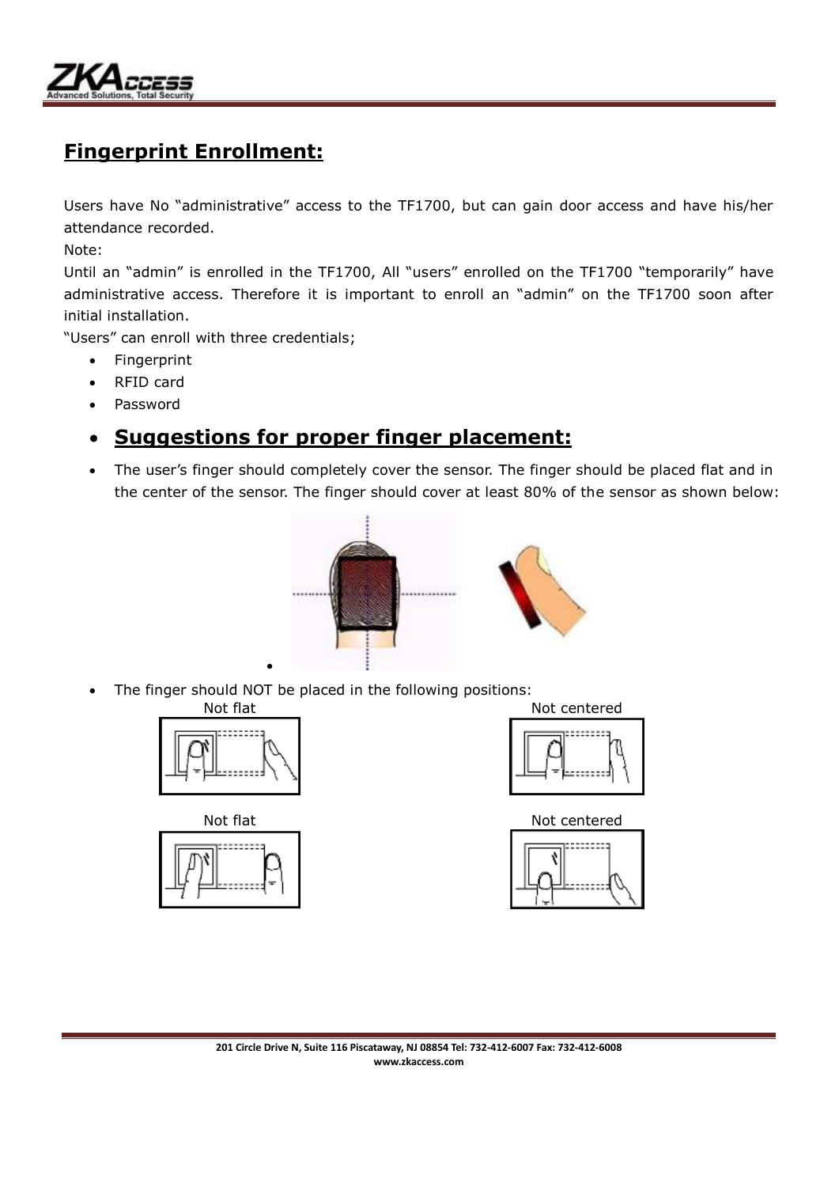## Fingerprint Enrollment:

Users have No “administrative” access to the TF1700, but can gain door access and have his/her attendance recorded.

Note:

Until an “admin” is enrolled in the TF1700, All “users” enrolled on the TF1700 “temporarily” have administrative access. Therefore it is important to enroll an “admin” on the TF1700 soon after initial installation.

“Users” can enroll with three credentials;

- Fingerprint
- RFID card
- Password

- ### Suggestions for proper finger placement:

- The user’s finger should completely cover the sensor. The finger should be placed flat and in the center of the sensor. The finger should cover at least 80% of the sensor as shown below:

- The finger should NOT be placed in the following positions:

Not flat

Not centered

Not flat

Not centered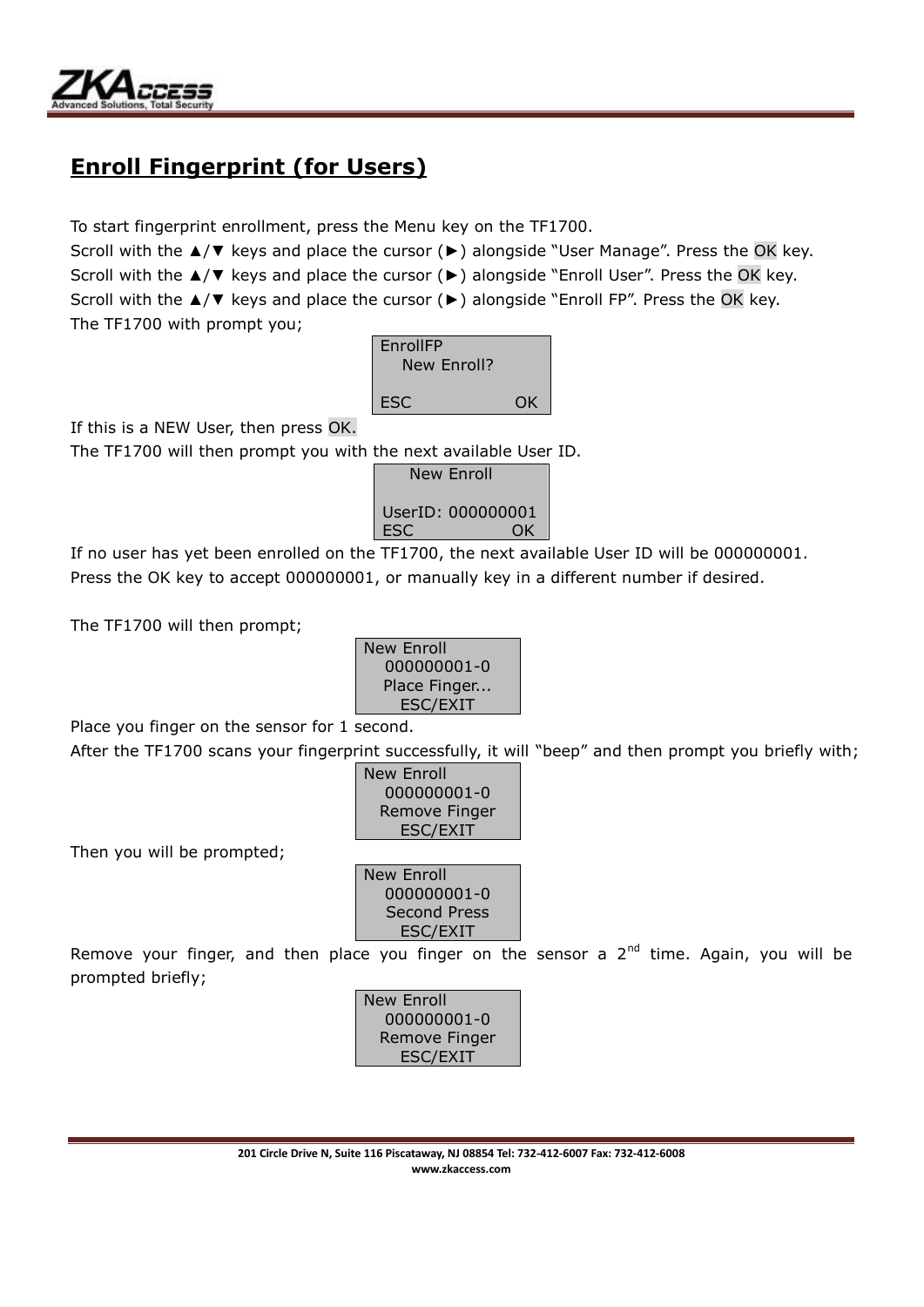## Enroll Fingerprint (for Users)

To start fingerprint enrollment, press the Menu key on the TF1700.
Scroll with the ▲/▼ keys and place the cursor (►) alongside "User Manage". Press the OK key.
Scroll with the ▲/▼ keys and place the cursor (►) alongside "Enroll User". Press the OK key.
Scroll with the ▲/▼ keys and place the cursor (►) alongside "Enroll FP". Press the OK key.
The TF1700 with prompt you;

```
EnrollFP
    New Enroll?

ESC                OK
```

If this is a NEW User, then press OK.
The TF1700 will then prompt you with the next available User ID.

```
      New Enroll

UserID: 000000001
ESC                OK
```

If no user has yet been enrolled on the TF1700, the next available User ID will be 000000001.
Press the OK key to accept 000000001, or manually key in a different number if desired.

The TF1700 will then prompt;

```
New Enroll
   000000001-0
   Place Finger...
     ESC/EXIT
```

Place you finger on the sensor for 1 second.
After the TF1700 scans your fingerprint successfully, it will "beep" and then prompt you briefly with;

```
New Enroll
   000000001-0
   Remove Finger
     ESC/EXIT
```

Then you will be prompted;

```
New Enroll
   000000001-0
   Second Press
     ESC/EXIT
```

Remove your finger, and then place you finger on the sensor a 2nd time. Again, you will be prompted briefly;

```
New Enroll
   000000001-0
   Remove Finger
     ESC/EXIT
```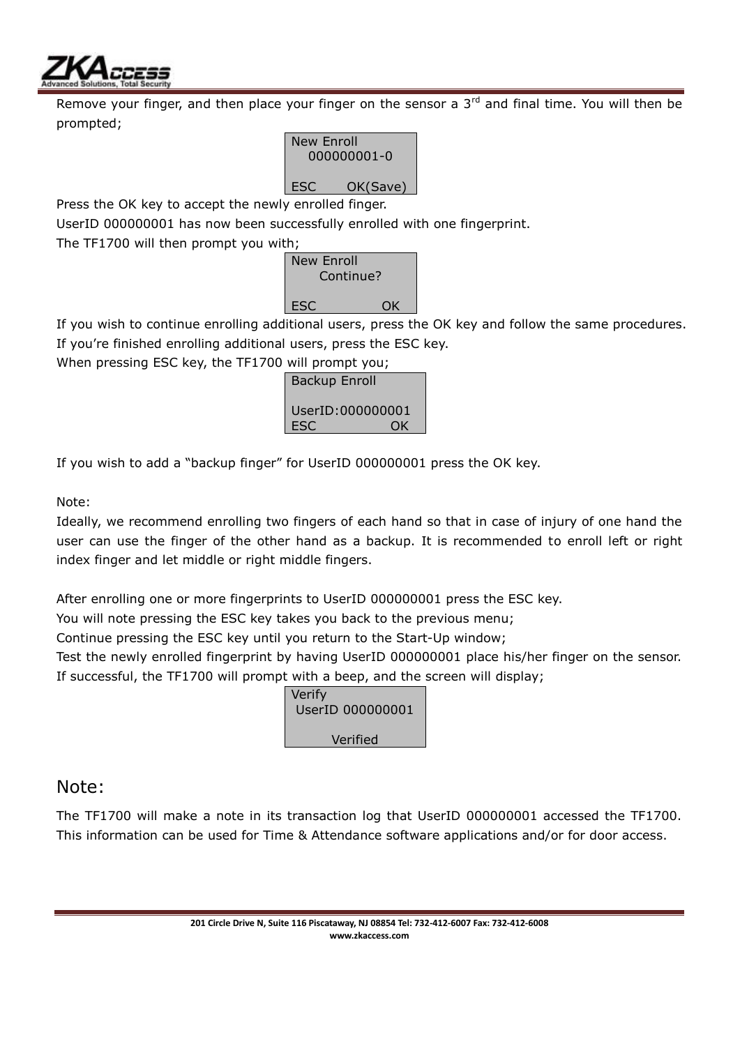Remove your finger, and then place your finger on the sensor a 3rd and final time. You will then be prompted;

```
New Enroll
   000000001-0

ESC      OK(Save)
```

Press the OK key to accept the newly enrolled finger.

UserID 000000001 has now been successfully enrolled with one fingerprint.

The TF1700 will then prompt you with;

```
New Enroll
      Continue?

ESC            OK
```

If you wish to continue enrolling additional users, press the OK key and follow the same procedures.

If you're finished enrolling additional users, press the ESC key.

When pressing ESC key, the TF1700 will prompt you;

```
Backup Enroll

UserID:000000001
ESC              OK
```

If you wish to add a "backup finger" for UserID 000000001 press the OK key.

Note:

Ideally, we recommend enrolling two fingers of each hand so that in case of injury of one hand the user can use the finger of the other hand as a backup. It is recommended to enroll left or right index finger and let middle or right middle fingers.

After enrolling one or more fingerprints to UserID 000000001 press the ESC key.

You will note pressing the ESC key takes you back to the previous menu;

Continue pressing the ESC key until you return to the Start-Up window;

Test the newly enrolled fingerprint by having UserID 000000001 place his/her finger on the sensor.

If successful, the TF1700 will prompt with a beep, and the screen will display;

```
Verify
 UserID 000000001

        Verified
```

## Note:

The TF1700 will make a note in its transaction log that UserID 000000001 accessed the TF1700. This information can be used for Time & Attendance software applications and/or for door access.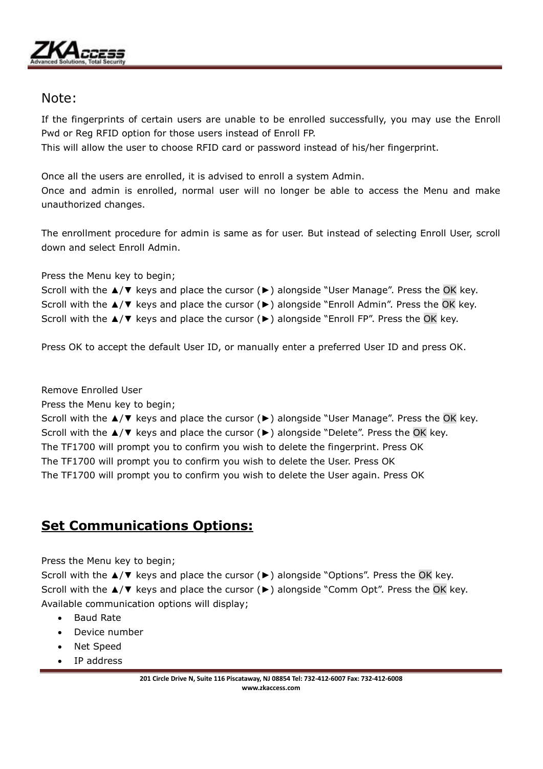## Note:

If the fingerprints of certain users are unable to be enrolled successfully, you may use the Enroll Pwd or Reg RFID option for those users instead of Enroll FP.
This will allow the user to choose RFID card or password instead of his/her fingerprint.

Once all the users are enrolled, it is advised to enroll a system Admin.
Once and admin is enrolled, normal user will no longer be able to access the Menu and make unauthorized changes.

The enrollment procedure for admin is same as for user. But instead of selecting Enroll User, scroll down and select Enroll Admin.

Press the Menu key to begin;
Scroll with the ▲/▼ keys and place the cursor (►) alongside "User Manage". Press the OK key.
Scroll with the ▲/▼ keys and place the cursor (►) alongside "Enroll Admin". Press the OK key.
Scroll with the ▲/▼ keys and place the cursor (►) alongside "Enroll FP". Press the OK key.

Press OK to accept the default User ID, or manually enter a preferred User ID and press OK.

Remove Enrolled User
Press the Menu key to begin;
Scroll with the ▲/▼ keys and place the cursor (►) alongside "User Manage". Press the OK key.
Scroll with the ▲/▼ keys and place the cursor (►) alongside "Delete". Press the OK key.
The TF1700 will prompt you to confirm you wish to delete the fingerprint. Press OK
The TF1700 will prompt you to confirm you wish to delete the User. Press OK
The TF1700 will prompt you to confirm you wish to delete the User again. Press OK

## Set Communications Options:

Press the Menu key to begin;
Scroll with the ▲/▼ keys and place the cursor (►) alongside "Options". Press the OK key.
Scroll with the ▲/▼ keys and place the cursor (►) alongside "Comm Opt". Press the OK key.
Available communication options will display;

- Baud Rate
- Device number
- Net Speed
- IP address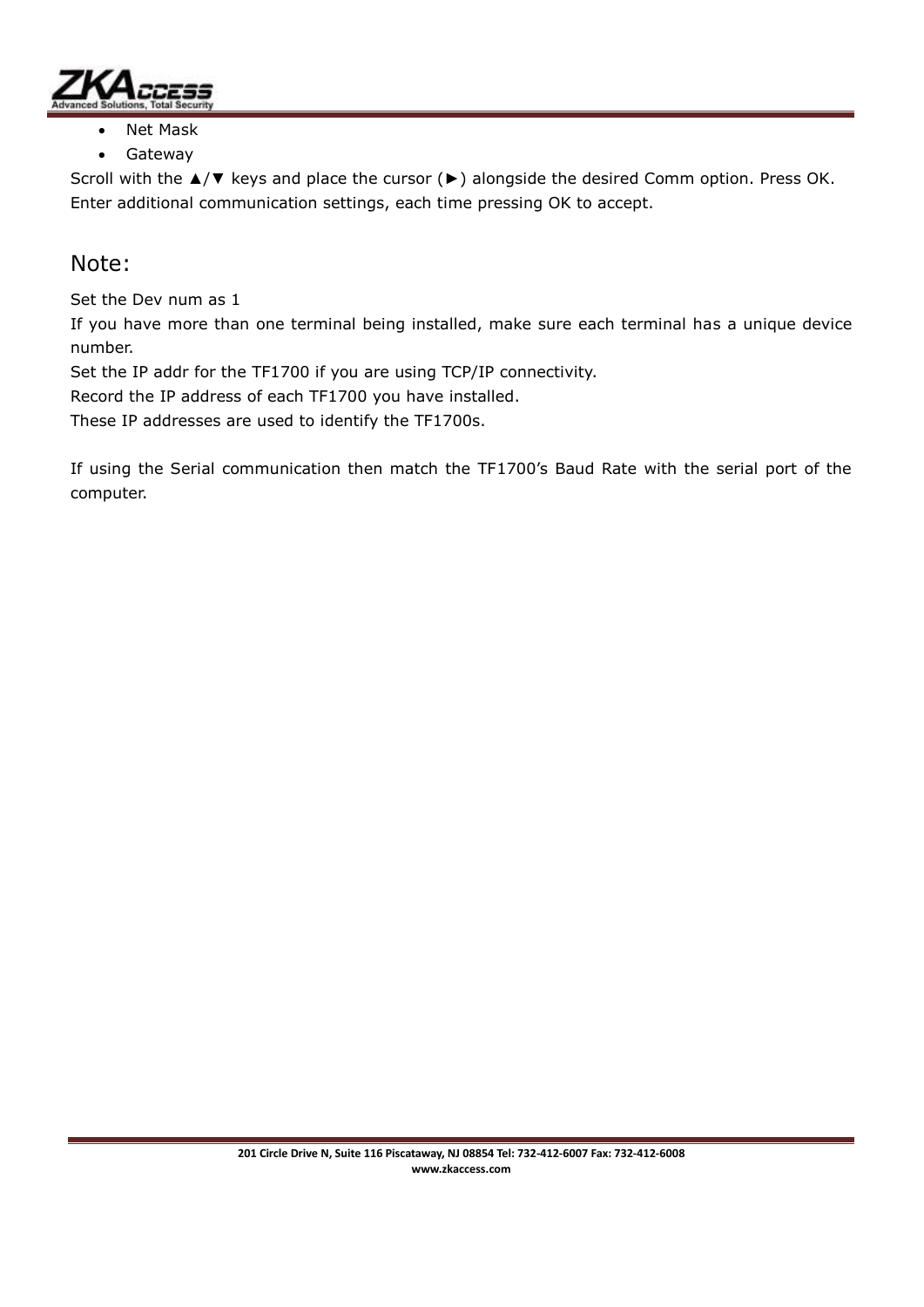- Net Mask
- Gateway

Scroll with the ▲/▼ keys and place the cursor (►) alongside the desired Comm option. Press OK. Enter additional communication settings, each time pressing OK to accept.

## Note:

Set the Dev num as 1

If you have more than one terminal being installed, make sure each terminal has a unique device number.

Set the IP addr for the TF1700 if you are using TCP/IP connectivity.

Record the IP address of each TF1700 you have installed.

These IP addresses are used to identify the TF1700s.

If using the Serial communication then match the TF1700's Baud Rate with the serial port of the computer.